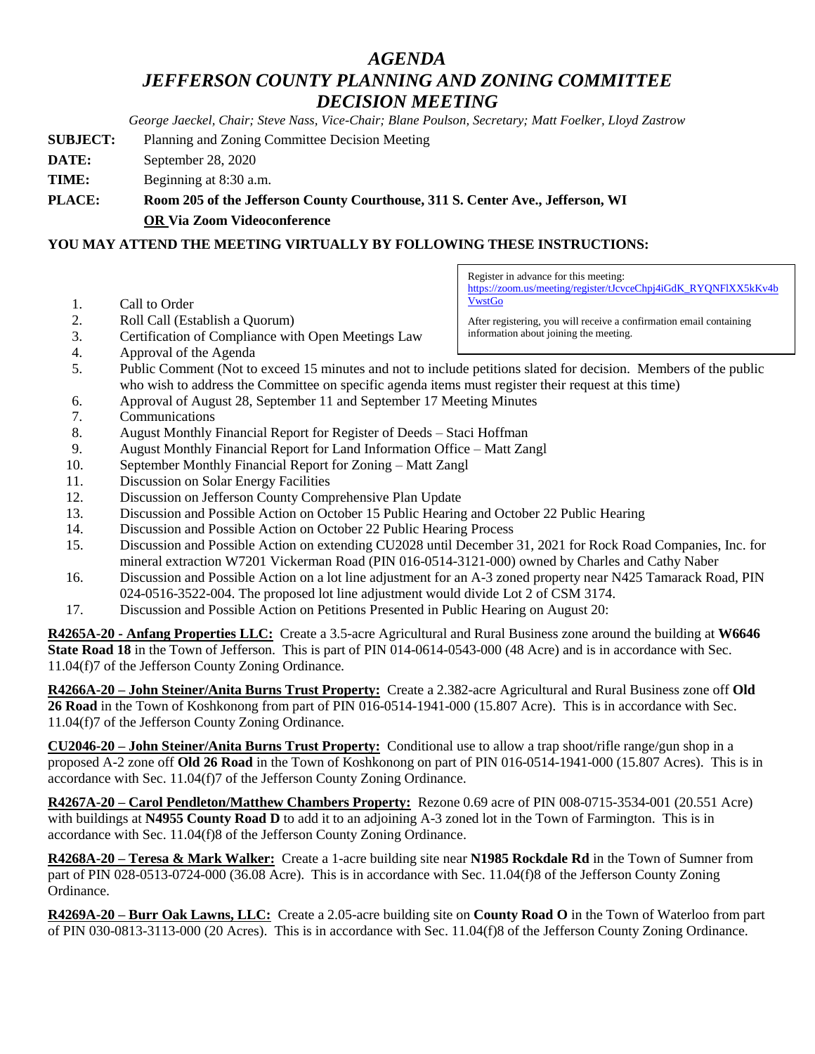# *AGENDA*
# *JEFFERSON COUNTY PLANNING AND ZONING COMMITTEE DECISION MEETING*

*George Jaeckel, Chair; Steve Nass, Vice-Chair; Blane Poulson, Secretary; Matt Foelker, Lloyd Zastrow*

**SUBJECT:** Planning and Zoning Committee Decision Meeting

**DATE:** September 28, 2020

**TIME:** Beginning at 8:30 a.m.

**PLACE:** **Room 205 of the Jefferson County Courthouse, 311 S. Center Ave., Jefferson, WI**
**OR Via Zoom Videoconference**

**YOU MAY ATTEND THE MEETING VIRTUALLY BY FOLLOWING THESE INSTRUCTIONS:**

> Register in advance for this meeting:
> https://zoom.us/meeting/register/tJcvceChpj4iGdK_RYQNFlXX5kKv4bVwstGo
>
> After registering, you will receive a confirmation email containing information about joining the meeting.

1. Call to Order
2. Roll Call (Establish a Quorum)
3. Certification of Compliance with Open Meetings Law
4. Approval of the Agenda
5. Public Comment (Not to exceed 15 minutes and not to include petitions slated for decision. Members of the public who wish to address the Committee on specific agenda items must register their request at this time)
6. Approval of August 28, September 11 and September 17 Meeting Minutes
7. Communications
8. August Monthly Financial Report for Register of Deeds – Staci Hoffman
9. August Monthly Financial Report for Land Information Office – Matt Zangl
10. September Monthly Financial Report for Zoning – Matt Zangl
11. Discussion on Solar Energy Facilities
12. Discussion on Jefferson County Comprehensive Plan Update
13. Discussion and Possible Action on October 15 Public Hearing and October 22 Public Hearing
14. Discussion and Possible Action on October 22 Public Hearing Process
15. Discussion and Possible Action on extending CU2028 until December 31, 2021 for Rock Road Companies, Inc. for mineral extraction W7201 Vickerman Road (PIN 016-0514-3121-000) owned by Charles and Cathy Naber
16. Discussion and Possible Action on a lot line adjustment for an A-3 zoned property near N425 Tamarack Road, PIN 024-0516-3522-004. The proposed lot line adjustment would divide Lot 2 of CSM 3174.
17. Discussion and Possible Action on Petitions Presented in Public Hearing on August 20:

**R4265A-20 - Anfang Properties LLC:** Create a 3.5-acre Agricultural and Rural Business zone around the building at **W6646 State Road 18** in the Town of Jefferson. This is part of PIN 014-0614-0543-000 (48 Acre) and is in accordance with Sec. 11.04(f)7 of the Jefferson County Zoning Ordinance.

**R4266A-20 – John Steiner/Anita Burns Trust Property:** Create a 2.382-acre Agricultural and Rural Business zone off **Old 26 Road** in the Town of Koshkonong from part of PIN 016-0514-1941-000 (15.807 Acre). This is in accordance with Sec. 11.04(f)7 of the Jefferson County Zoning Ordinance.

**CU2046-20 – John Steiner/Anita Burns Trust Property:** Conditional use to allow a trap shoot/rifle range/gun shop in a proposed A-2 zone off **Old 26 Road** in the Town of Koshkonong on part of PIN 016-0514-1941-000 (15.807 Acres). This is in accordance with Sec. 11.04(f)7 of the Jefferson County Zoning Ordinance.

**R4267A-20 – Carol Pendleton/Matthew Chambers Property:** Rezone 0.69 acre of PIN 008-0715-3534-001 (20.551 Acre) with buildings at **N4955 County Road D** to add it to an adjoining A-3 zoned lot in the Town of Farmington. This is in accordance with Sec. 11.04(f)8 of the Jefferson County Zoning Ordinance.

**R4268A-20 – Teresa & Mark Walker:** Create a 1-acre building site near **N1985 Rockdale Rd** in the Town of Sumner from part of PIN 028-0513-0724-000 (36.08 Acre). This is in accordance with Sec. 11.04(f)8 of the Jefferson County Zoning Ordinance.

**R4269A-20 – Burr Oak Lawns, LLC:** Create a 2.05-acre building site on **County Road O** in the Town of Waterloo from part of PIN 030-0813-3113-000 (20 Acres). This is in accordance with Sec. 11.04(f)8 of the Jefferson County Zoning Ordinance.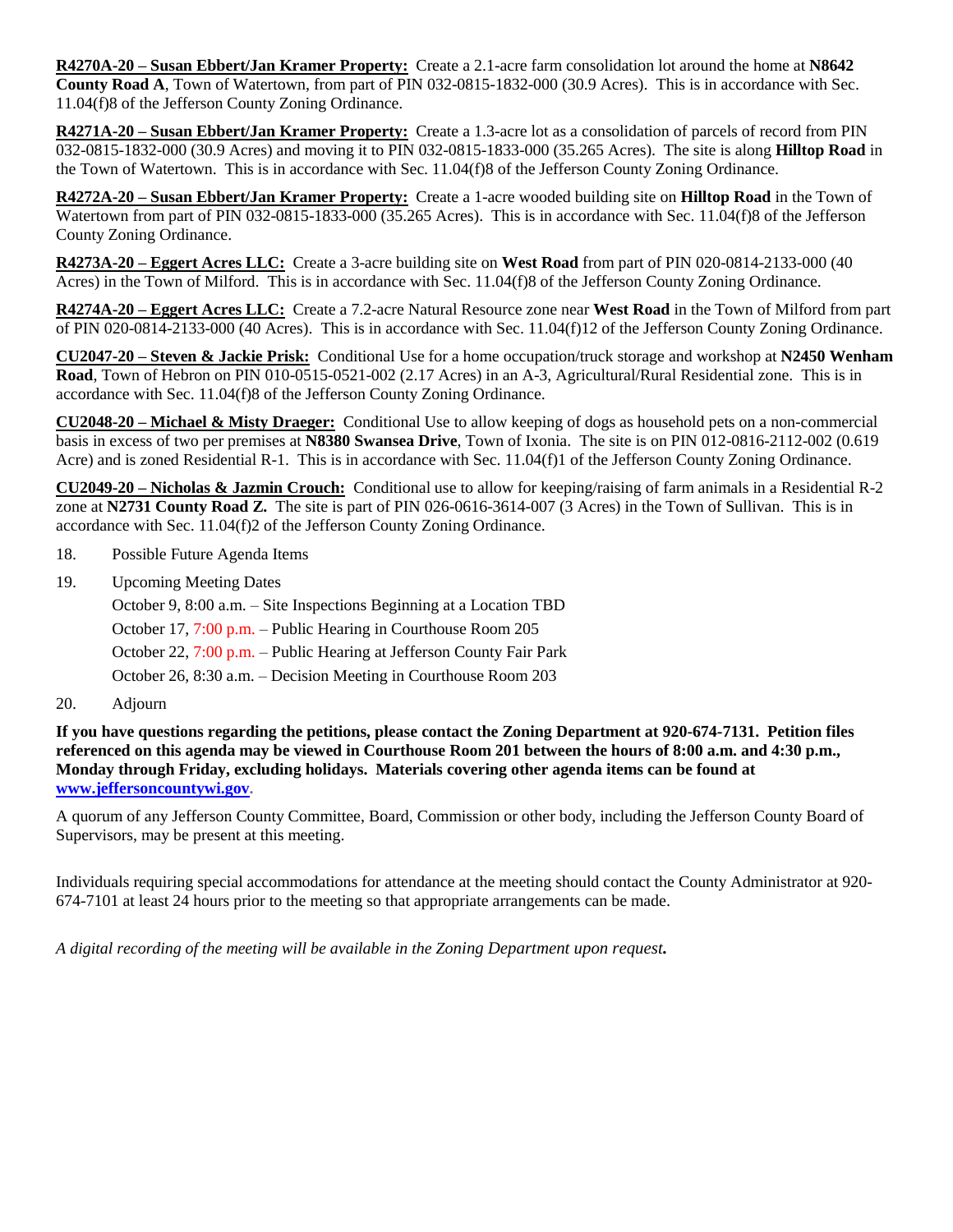**R4270A-20 – Susan Ebbert/Jan Kramer Property:** Create a 2.1-acre farm consolidation lot around the home at **N8642 County Road A**, Town of Watertown, from part of PIN 032-0815-1832-000 (30.9 Acres). This is in accordance with Sec. 11.04(f)8 of the Jefferson County Zoning Ordinance.

**R4271A-20 – Susan Ebbert/Jan Kramer Property:** Create a 1.3-acre lot as a consolidation of parcels of record from PIN 032-0815-1832-000 (30.9 Acres) and moving it to PIN 032-0815-1833-000 (35.265 Acres). The site is along **Hilltop Road** in the Town of Watertown. This is in accordance with Sec. 11.04(f)8 of the Jefferson County Zoning Ordinance.

**R4272A-20 – Susan Ebbert/Jan Kramer Property:** Create a 1-acre wooded building site on **Hilltop Road** in the Town of Watertown from part of PIN 032-0815-1833-000 (35.265 Acres). This is in accordance with Sec. 11.04(f)8 of the Jefferson County Zoning Ordinance.

**R4273A-20 – Eggert Acres LLC:** Create a 3-acre building site on **West Road** from part of PIN 020-0814-2133-000 (40 Acres) in the Town of Milford. This is in accordance with Sec. 11.04(f)8 of the Jefferson County Zoning Ordinance.

**R4274A-20 – Eggert Acres LLC:** Create a 7.2-acre Natural Resource zone near **West Road** in the Town of Milford from part of PIN 020-0814-2133-000 (40 Acres). This is in accordance with Sec. 11.04(f)12 of the Jefferson County Zoning Ordinance.

**CU2047-20 – Steven & Jackie Prisk:** Conditional Use for a home occupation/truck storage and workshop at **N2450 Wenham Road**, Town of Hebron on PIN 010-0515-0521-002 (2.17 Acres) in an A-3, Agricultural/Rural Residential zone. This is in accordance with Sec. 11.04(f)8 of the Jefferson County Zoning Ordinance.

**CU2048-20 – Michael & Misty Draeger:** Conditional Use to allow keeping of dogs as household pets on a non-commercial basis in excess of two per premises at **N8380 Swansea Drive**, Town of Ixonia. The site is on PIN 012-0816-2112-002 (0.619 Acre) and is zoned Residential R-1. This is in accordance with Sec. 11.04(f)1 of the Jefferson County Zoning Ordinance.

**CU2049-20 – Nicholas & Jazmin Crouch:** Conditional use to allow for keeping/raising of farm animals in a Residential R-2 zone at **N2731 County Road Z.** The site is part of PIN 026-0616-3614-007 (3 Acres) in the Town of Sullivan. This is in accordance with Sec. 11.04(f)2 of the Jefferson County Zoning Ordinance.

18. Possible Future Agenda Items

19. Upcoming Meeting Dates

    October 9, 8:00 a.m. – Site Inspections Beginning at a Location TBD
    October 17, 7:00 p.m. – Public Hearing in Courthouse Room 205
    October 22, 7:00 p.m. – Public Hearing at Jefferson County Fair Park
    October 26, 8:30 a.m. – Decision Meeting in Courthouse Room 203

20. Adjourn

**If you have questions regarding the petitions, please contact the Zoning Department at 920-674-7131. Petition files referenced on this agenda may be viewed in Courthouse Room 201 between the hours of 8:00 a.m. and 4:30 p.m., Monday through Friday, excluding holidays. Materials covering other agenda items can be found at www.jeffersoncountywi.gov.**

A quorum of any Jefferson County Committee, Board, Commission or other body, including the Jefferson County Board of Supervisors, may be present at this meeting.

Individuals requiring special accommodations for attendance at the meeting should contact the County Administrator at 920-674-7101 at least 24 hours prior to the meeting so that appropriate arrangements can be made.

*A digital recording of the meeting will be available in the Zoning Department upon request.*